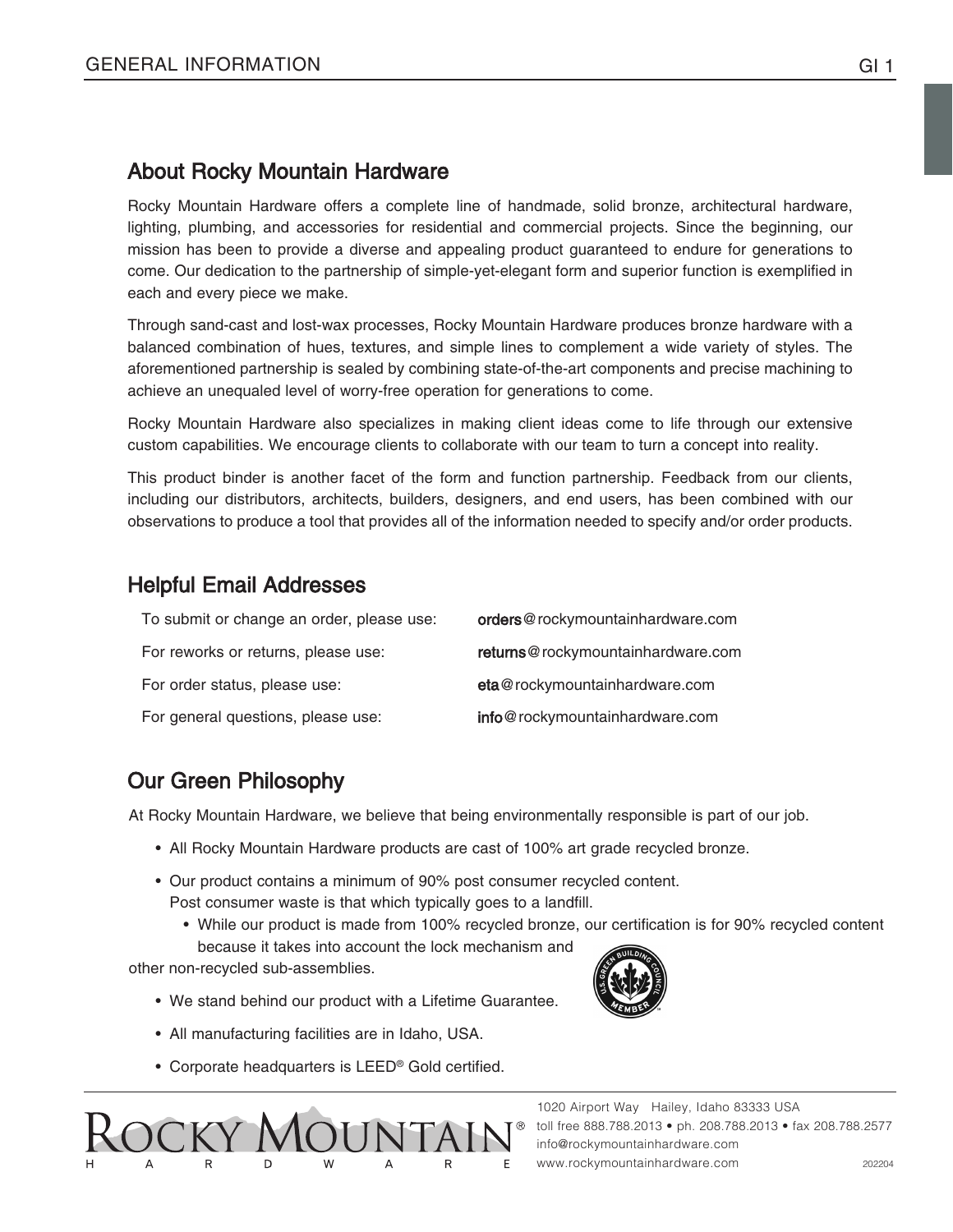## About Rocky Mountain Hardware

Rocky Mountain Hardware offers a complete line of handmade, solid bronze, architectural hardware, lighting, plumbing, and accessories for residential and commercial projects. Since the beginning, our mission has been to provide a diverse and appealing product guaranteed to endure for generations to come. Our dedication to the partnership of simple-yet-elegant form and superior function is exemplified in each and every piece we make.

Through sand-cast and lost-wax processes, Rocky Mountain Hardware produces bronze hardware with a balanced combination of hues, textures, and simple lines to complement a wide variety of styles. The aforementioned partnership is sealed by combining state-of-the-art components and precise machining to achieve an unequaled level of worry-free operation for generations to come.

Rocky Mountain Hardware also specializes in making client ideas come to life through our extensive custom capabilities. We encourage clients to collaborate with our team to turn a concept into reality.

This product binder is another facet of the form and function partnership. Feedback from our clients, including our distributors, architects, builders, designers, and end users, has been combined with our observations to produce a tool that provides all of the information needed to specify and/or order products.

## Helpful Email Addresses

| | |
|---|---|
| To submit or change an order, please use: | **orders**@rockymountainhardware.com |
| For reworks or returns, please use: | **returns**@rockymountainhardware.com |
| For order status, please use: | **eta**@rockymountainhardware.com |
| For general questions, please use: | **info**@rockymountainhardware.com |

## Our Green Philosophy

At Rocky Mountain Hardware, we believe that being environmentally responsible is part of our job.

- All Rocky Mountain Hardware products are cast of 100% art grade recycled bronze.
- Our product contains a minimum of 90% post consumer recycled content. Post consumer waste is that which typically goes to a landfill.
  - While our product is made from 100% recycled bronze, our certification is for 90% recycled content because it takes into account the lock mechanism and other non-recycled sub-assemblies.
- We stand behind our product with a Lifetime Guarantee.
- All manufacturing facilities are in Idaho, USA.
- Corporate headquarters is LEED® Gold certified.

ROCKY MOUNTAIN® HARDWARE

1020 Airport Way Hailey, Idaho 83333 USA
toll free 888.788.2013 • ph. 208.788.2013 • fax 208.788.2577
info@rockymountainhardware.com
www.rockymountainhardware.com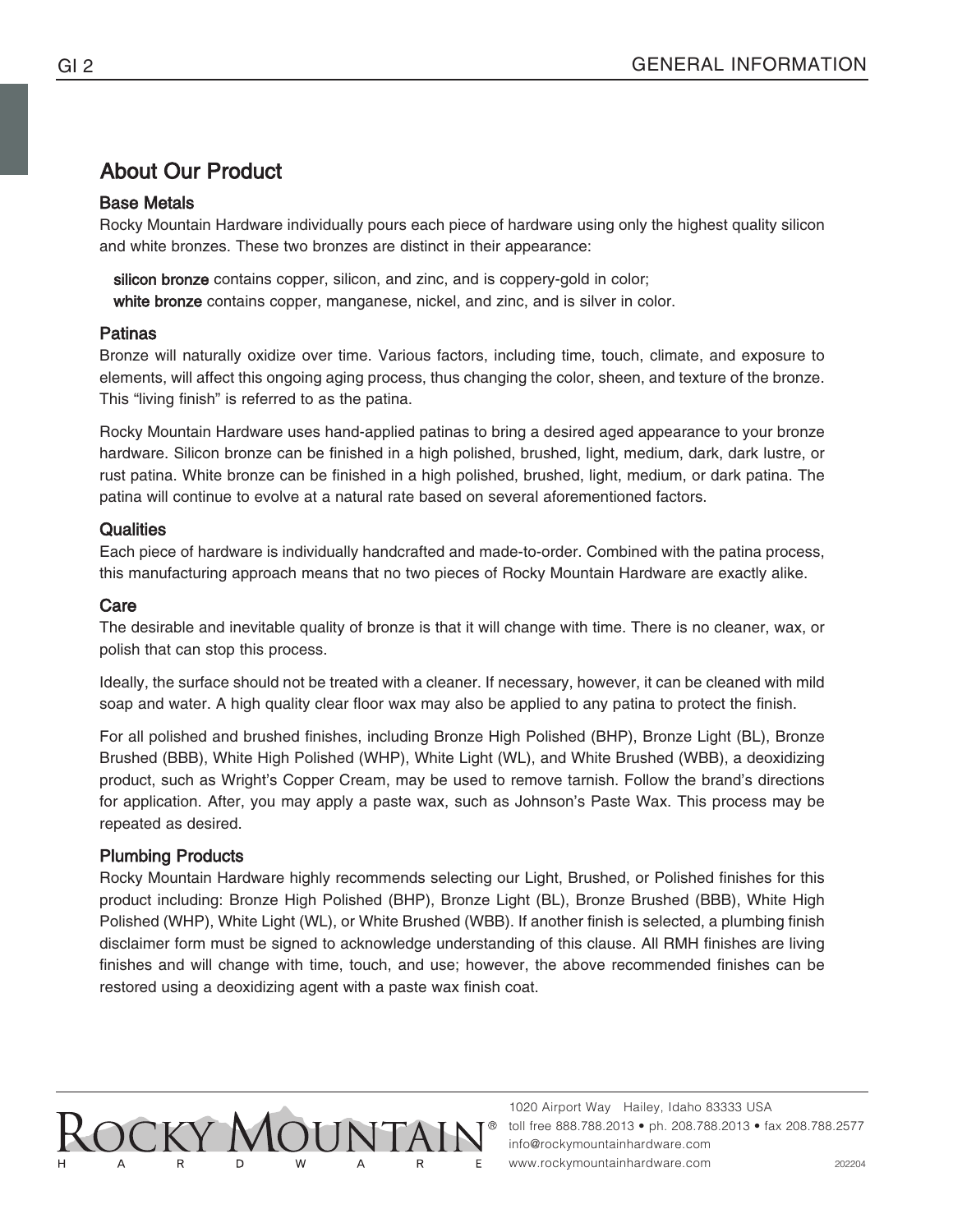## About Our Product

### Base Metals

Rocky Mountain Hardware individually pours each piece of hardware using only the highest quality silicon and white bronzes. These two bronzes are distinct in their appearance:

**silicon bronze** contains copper, silicon, and zinc, and is coppery-gold in color;
**white bronze** contains copper, manganese, nickel, and zinc, and is silver in color.

### Patinas

Bronze will naturally oxidize over time. Various factors, including time, touch, climate, and exposure to elements, will affect this ongoing aging process, thus changing the color, sheen, and texture of the bronze. This "living finish" is referred to as the patina.

Rocky Mountain Hardware uses hand-applied patinas to bring a desired aged appearance to your bronze hardware. Silicon bronze can be finished in a high polished, brushed, light, medium, dark, dark lustre, or rust patina. White bronze can be finished in a high polished, brushed, light, medium, or dark patina. The patina will continue to evolve at a natural rate based on several aforementioned factors.

### Qualities

Each piece of hardware is individually handcrafted and made-to-order. Combined with the patina process, this manufacturing approach means that no two pieces of Rocky Mountain Hardware are exactly alike.

### Care

The desirable and inevitable quality of bronze is that it will change with time. There is no cleaner, wax, or polish that can stop this process.

Ideally, the surface should not be treated with a cleaner. If necessary, however, it can be cleaned with mild soap and water. A high quality clear floor wax may also be applied to any patina to protect the finish.

For all polished and brushed finishes, including Bronze High Polished (BHP), Bronze Light (BL), Bronze Brushed (BBB), White High Polished (WHP), White Light (WL), and White Brushed (WBB), a deoxidizing product, such as Wright's Copper Cream, may be used to remove tarnish. Follow the brand's directions for application. After, you may apply a paste wax, such as Johnson's Paste Wax. This process may be repeated as desired.

### Plumbing Products

Rocky Mountain Hardware highly recommends selecting our Light, Brushed, or Polished finishes for this product including: Bronze High Polished (BHP), Bronze Light (BL), Bronze Brushed (BBB), White High Polished (WHP), White Light (WL), or White Brushed (WBB). If another finish is selected, a plumbing finish disclaimer form must be signed to acknowledge understanding of this clause. All RMH finishes are living finishes and will change with time, touch, and use; however, the above recommended finishes can be restored using a deoxidizing agent with a paste wax finish coat.

Rocky Mountain® Hardware

1020 Airport Way Hailey, Idaho 83333 USA
toll free 888.788.2013 • ph. 208.788.2013 • fax 208.788.2577
info@rockymountainhardware.com
www.rockymountainhardware.com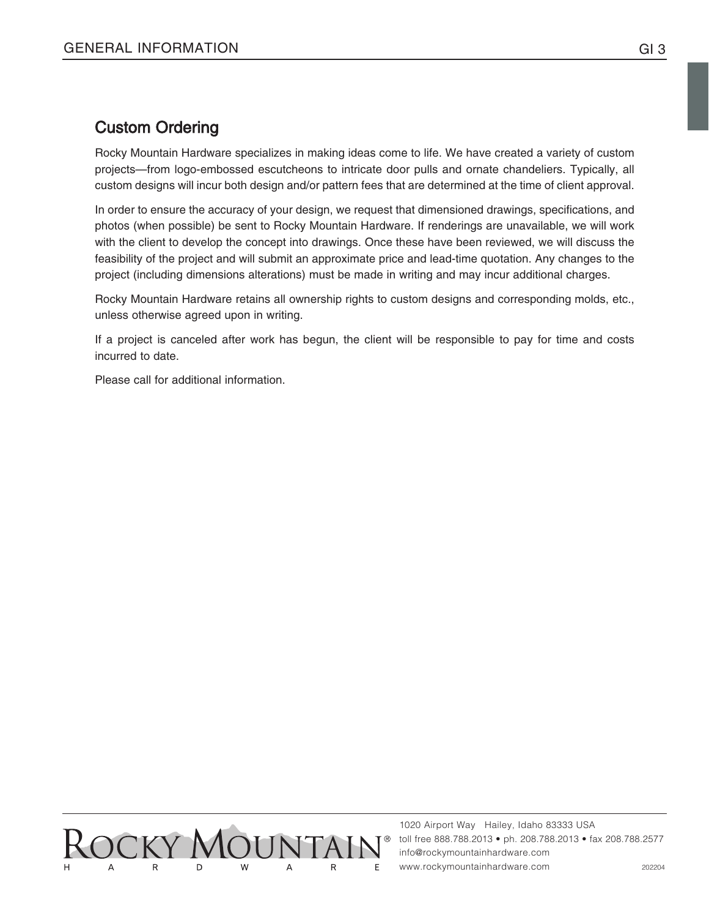## Custom Ordering

Rocky Mountain Hardware specializes in making ideas come to life. We have created a variety of custom projects—from logo-embossed escutcheons to intricate door pulls and ornate chandeliers. Typically, all custom designs will incur both design and/or pattern fees that are determined at the time of client approval.

In order to ensure the accuracy of your design, we request that dimensioned drawings, specifications, and photos (when possible) be sent to Rocky Mountain Hardware. If renderings are unavailable, we will work with the client to develop the concept into drawings. Once these have been reviewed, we will discuss the feasibility of the project and will submit an approximate price and lead-time quotation. Any changes to the project (including dimensions alterations) must be made in writing and may incur additional charges.

Rocky Mountain Hardware retains all ownership rights to custom designs and corresponding molds, etc., unless otherwise agreed upon in writing.

If a project is canceled after work has begun, the client will be responsible to pay for time and costs incurred to date.

Please call for additional information.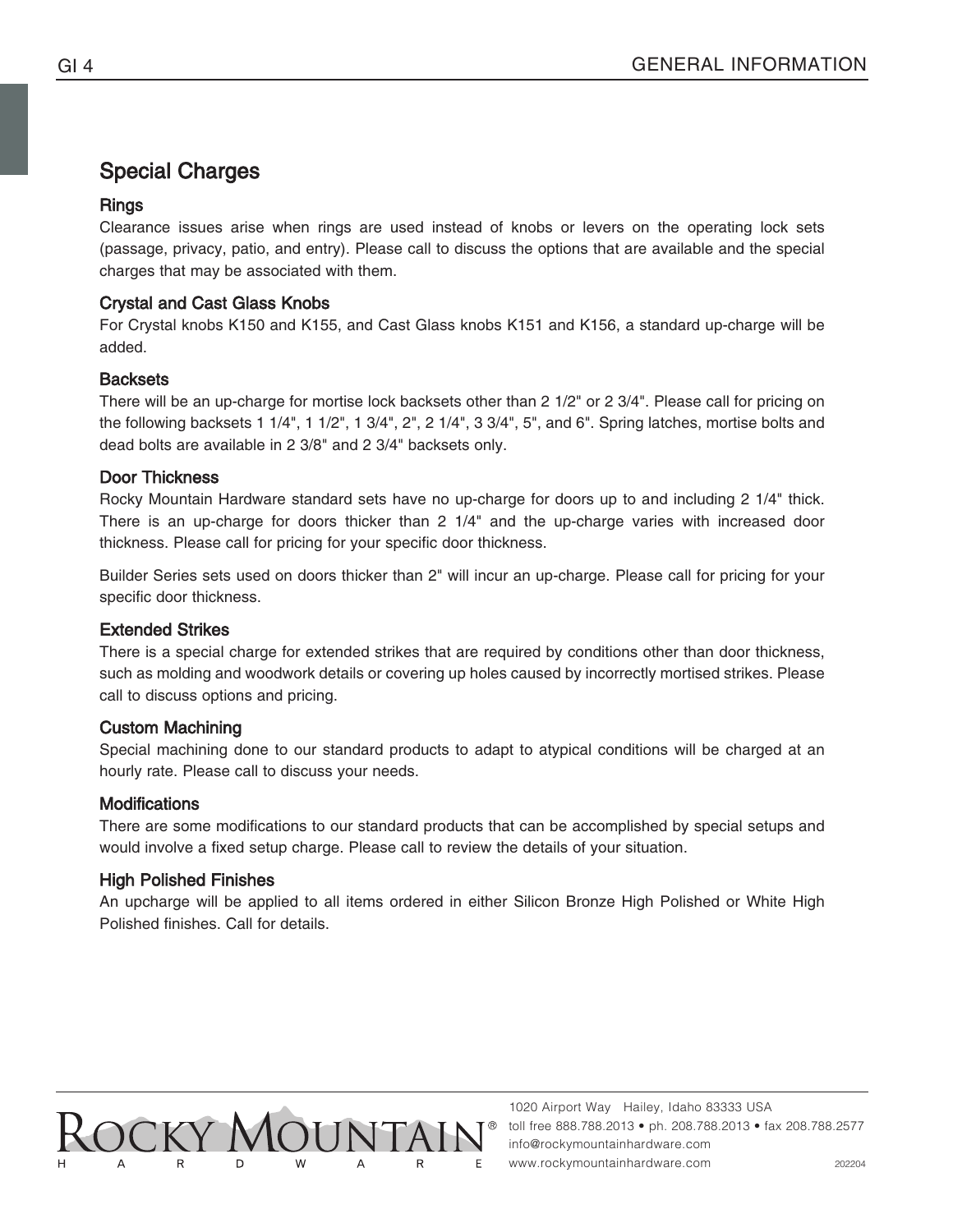## Special Charges

### Rings

Clearance issues arise when rings are used instead of knobs or levers on the operating lock sets (passage, privacy, patio, and entry). Please call to discuss the options that are available and the special charges that may be associated with them.

### Crystal and Cast Glass Knobs

For Crystal knobs K150 and K155, and Cast Glass knobs K151 and K156, a standard up-charge will be added.

### Backsets

There will be an up-charge for mortise lock backsets other than 2 1/2" or 2 3/4". Please call for pricing on the following backsets 1 1/4", 1 1/2", 1 3/4", 2", 2 1/4", 3 3/4", 5", and 6". Spring latches, mortise bolts and dead bolts are available in 2 3/8" and 2 3/4" backsets only.

### Door Thickness

Rocky Mountain Hardware standard sets have no up-charge for doors up to and including 2 1/4" thick. There is an up-charge for doors thicker than 2 1/4" and the up-charge varies with increased door thickness. Please call for pricing for your specific door thickness.

Builder Series sets used on doors thicker than 2" will incur an up-charge. Please call for pricing for your specific door thickness.

### Extended Strikes

There is a special charge for extended strikes that are required by conditions other than door thickness, such as molding and woodwork details or covering up holes caused by incorrectly mortised strikes. Please call to discuss options and pricing.

### Custom Machining

Special machining done to our standard products to adapt to atypical conditions will be charged at an hourly rate. Please call to discuss your needs.

### Modifications

There are some modifications to our standard products that can be accomplished by special setups and would involve a fixed setup charge. Please call to review the details of your situation.

### High Polished Finishes

An upcharge will be applied to all items ordered in either Silicon Bronze High Polished or White High Polished finishes. Call for details.

ROCKY MOUNTAIN® HARDWARE

1020 Airport Way Hailey, Idaho 83333 USA
toll free 888.788.2013 • ph. 208.788.2013 • fax 208.788.2577
info@rockymountainhardware.com
www.rockymountainhardware.com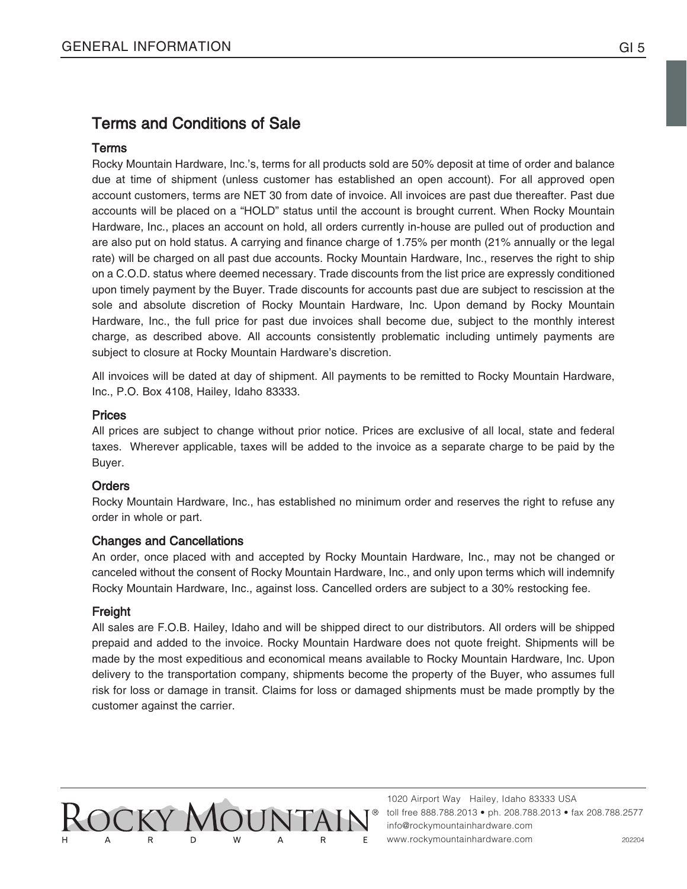## Terms and Conditions of Sale

### Terms

Rocky Mountain Hardware, Inc.'s, terms for all products sold are 50% deposit at time of order and balance due at time of shipment (unless customer has established an open account). For all approved open account customers, terms are NET 30 from date of invoice. All invoices are past due thereafter. Past due accounts will be placed on a "HOLD" status until the account is brought current. When Rocky Mountain Hardware, Inc., places an account on hold, all orders currently in-house are pulled out of production and are also put on hold status. A carrying and finance charge of 1.75% per month (21% annually or the legal rate) will be charged on all past due accounts. Rocky Mountain Hardware, Inc., reserves the right to ship on a C.O.D. status where deemed necessary. Trade discounts from the list price are expressly conditioned upon timely payment by the Buyer. Trade discounts for accounts past due are subject to rescission at the sole and absolute discretion of Rocky Mountain Hardware, Inc. Upon demand by Rocky Mountain Hardware, Inc., the full price for past due invoices shall become due, subject to the monthly interest charge, as described above. All accounts consistently problematic including untimely payments are subject to closure at Rocky Mountain Hardware's discretion.

All invoices will be dated at day of shipment. All payments to be remitted to Rocky Mountain Hardware, Inc., P.O. Box 4108, Hailey, Idaho 83333.

### Prices

All prices are subject to change without prior notice. Prices are exclusive of all local, state and federal taxes. Wherever applicable, taxes will be added to the invoice as a separate charge to be paid by the Buyer.

### Orders

Rocky Mountain Hardware, Inc., has established no minimum order and reserves the right to refuse any order in whole or part.

### Changes and Cancellations

An order, once placed with and accepted by Rocky Mountain Hardware, Inc., may not be changed or canceled without the consent of Rocky Mountain Hardware, Inc., and only upon terms which will indemnify Rocky Mountain Hardware, Inc., against loss. Cancelled orders are subject to a 30% restocking fee.

### Freight

All sales are F.O.B. Hailey, Idaho and will be shipped direct to our distributors. All orders will be shipped prepaid and added to the invoice. Rocky Mountain Hardware does not quote freight. Shipments will be made by the most expeditious and economical means available to Rocky Mountain Hardware, Inc. Upon delivery to the transportation company, shipments become the property of the Buyer, who assumes full risk for loss or damage in transit. Claims for loss or damaged shipments must be made promptly by the customer against the carrier.

ROCKY MOUNTAIN® HARDWARE

1020 Airport Way Hailey, Idaho 83333 USA
toll free 888.788.2013 • ph. 208.788.2013 • fax 208.788.2577
info@rockymountainhardware.com
www.rockymountainhardware.com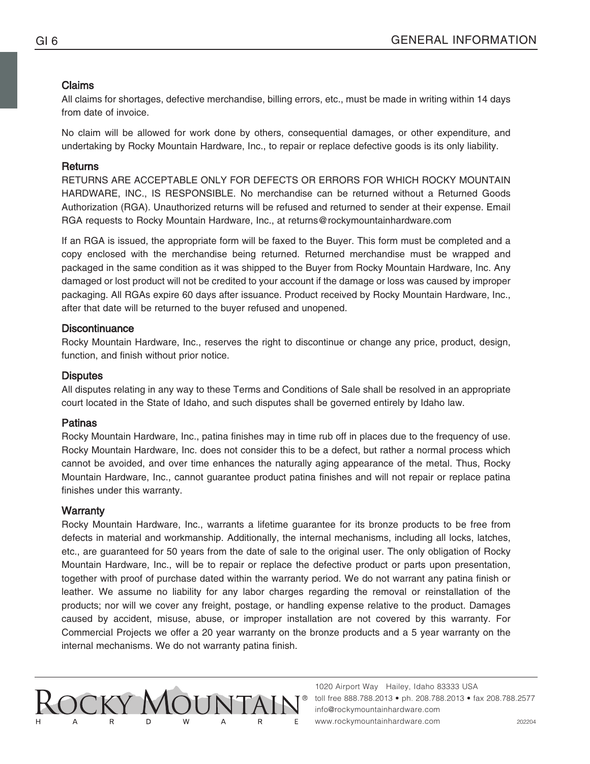## Claims

All claims for shortages, defective merchandise, billing errors, etc., must be made in writing within 14 days from date of invoice.

No claim will be allowed for work done by others, consequential damages, or other expenditure, and undertaking by Rocky Mountain Hardware, Inc., to repair or replace defective goods is its only liability.

## Returns

RETURNS ARE ACCEPTABLE ONLY FOR DEFECTS OR ERRORS FOR WHICH ROCKY MOUNTAIN HARDWARE, INC., IS RESPONSIBLE. No merchandise can be returned without a Returned Goods Authorization (RGA). Unauthorized returns will be refused and returned to sender at their expense. Email RGA requests to Rocky Mountain Hardware, Inc., at returns@rockymountainhardware.com

If an RGA is issued, the appropriate form will be faxed to the Buyer. This form must be completed and a copy enclosed with the merchandise being returned. Returned merchandise must be wrapped and packaged in the same condition as it was shipped to the Buyer from Rocky Mountain Hardware, Inc. Any damaged or lost product will not be credited to your account if the damage or loss was caused by improper packaging. All RGAs expire 60 days after issuance. Product received by Rocky Mountain Hardware, Inc., after that date will be returned to the buyer refused and unopened.

## Discontinuance

Rocky Mountain Hardware, Inc., reserves the right to discontinue or change any price, product, design, function, and finish without prior notice.

## Disputes

All disputes relating in any way to these Terms and Conditions of Sale shall be resolved in an appropriate court located in the State of Idaho, and such disputes shall be governed entirely by Idaho law.

## Patinas

Rocky Mountain Hardware, Inc., patina finishes may in time rub off in places due to the frequency of use. Rocky Mountain Hardware, Inc. does not consider this to be a defect, but rather a normal process which cannot be avoided, and over time enhances the naturally aging appearance of the metal. Thus, Rocky Mountain Hardware, Inc., cannot guarantee product patina finishes and will not repair or replace patina finishes under this warranty.

## Warranty

Rocky Mountain Hardware, Inc., warrants a lifetime guarantee for its bronze products to be free from defects in material and workmanship. Additionally, the internal mechanisms, including all locks, latches, etc., are guaranteed for 50 years from the date of sale to the original user. The only obligation of Rocky Mountain Hardware, Inc., will be to repair or replace the defective product or parts upon presentation, together with proof of purchase dated within the warranty period. We do not warrant any patina finish or leather. We assume no liability for any labor charges regarding the removal or reinstallation of the products; nor will we cover any freight, postage, or handling expense relative to the product. Damages caused by accident, misuse, abuse, or improper installation are not covered by this warranty. For Commercial Projects we offer a 20 year warranty on the bronze products and a 5 year warranty on the internal mechanisms. We do not warrant patina finish.

ROCKY MOUNTAIN® HARDWARE

1020 Airport Way Hailey, Idaho 83333 USA
toll free 888.788.2013 • ph. 208.788.2013 • fax 208.788.2577
info@rockymountainhardware.com
www.rockymountainhardware.com

202204